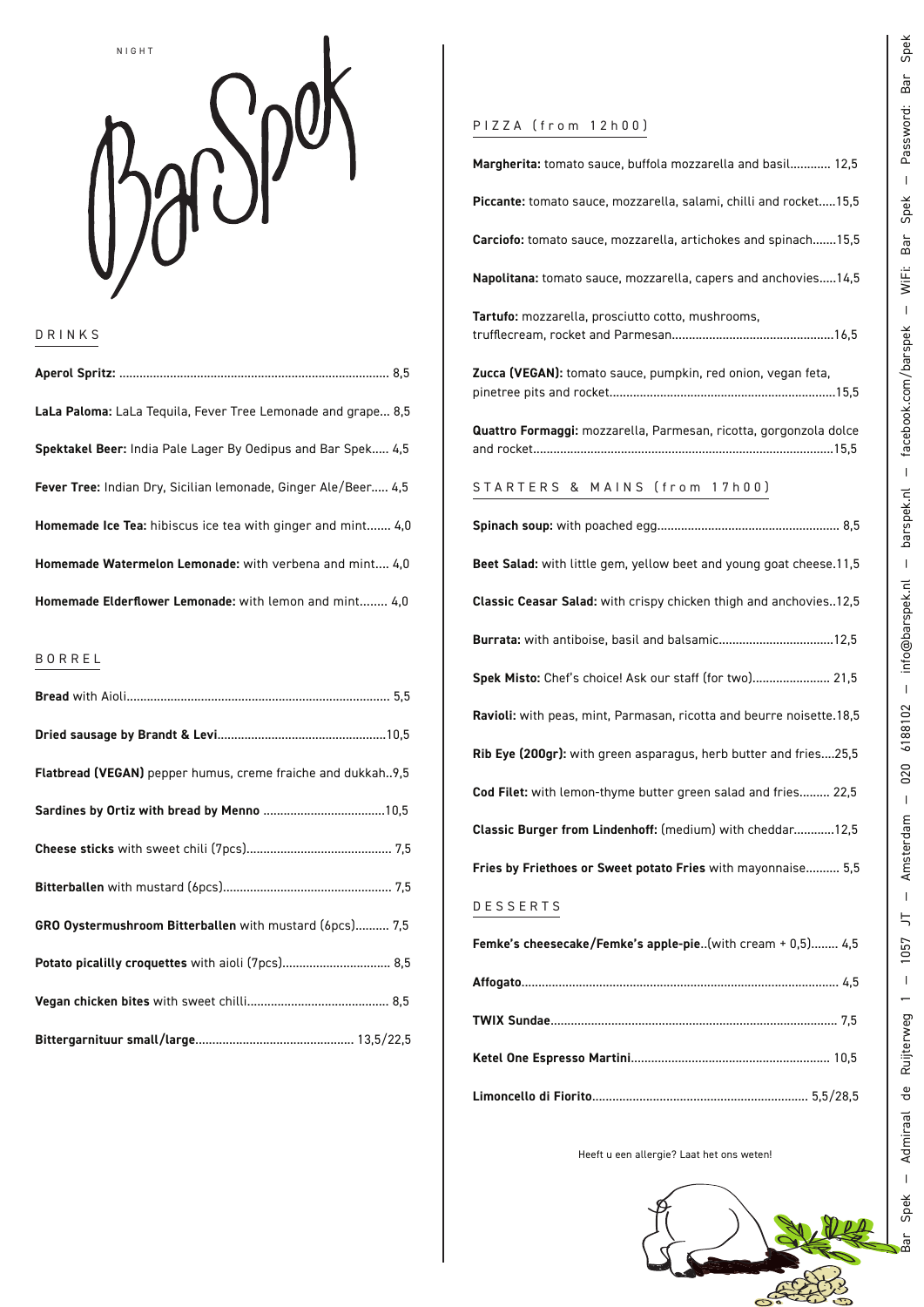NIGHT

# Bar Spek

## DRINKS

**Aperol Spritz:** ............................................................................... 8,5

**LaLa Paloma:** LaLa Tequila, Fever Tree Lemonade and grape... 8,5

**Spektakel Beer:** India Pale Lager By Oedipus and Bar Spek..... 4,5

**Fever Tree:** Indian Dry, Sicilian lemonade, Ginger Ale/Beer..... 4,5

**Homemade Ice Tea:** hibiscus ice tea with ginger and mint....... 4,0

**Homemade Watermelon Lemonade:** with verbena and mint.... 4,0

**Homemade Elderflower Lemonade:** with lemon and mint........ 4,0

## BORREL

**Bread** with Aioli............................................................................. 5,5

**Dried sausage by Brandt & Levi**.................................................10,5

**Flatbread (VEGAN)** pepper humus, creme fraiche and dukkah..9,5

**Sardines by Ortiz with bread by Menno** ....................................10,5

**Cheese sticks** with sweet chili (7pcs)........................................... 7,5

**Bitterballen** with mustard (6pcs).................................................. 7,5

**GRO Oystermushroom Bitterballen** with mustard (6pcs).......... 7,5

**Potato picalilly croquettes** with aioli (7pcs)................................ 8,5

**Vegan chicken bites** with sweet chilli.......................................... 8,5

**Bittergarnituur small/large**.............................................. 13,5/22,5

## PIZZA (from 12h00)

**Margherita:** tomato sauce, buffola mozzarella and basil............ 12,5

**Piccante:** tomato sauce, mozzarella, salami, chilli and rocket.....15,5

**Carciofo:** tomato sauce, mozzarella, artichokes and spinach.......15,5

**Napolitana:** tomato sauce, mozzarella, capers and anchovies.....14,5

**Tartufo:** mozzarella, prosciutto cotto, mushrooms, trufflecream, rocket and Parmesan...............................................16,5

**Zucca (VEGAN):** tomato sauce, pumpkin, red onion, vegan feta, pinetree pits and rocket.................................................................15,5

**Quattro Formaggi:** mozzarella, Parmesan, ricotta, gorgonzola dolce and rocket.......................................................................................15,5

## STARTERS & MAINS (from 17h00)

**Spinach soup:** with poached egg..................................................... 8,5

**Beet Salad:** with little gem, yellow beet and young goat cheese.11,5

**Classic Ceasar Salad:** with crispy chicken thigh and anchovies..12,5

**Burrata:** with antiboise, basil and balsamic..................................12,5

**Spek Misto:** Chef's choice! Ask our staff (for two)....................... 21,5

**Ravioli:** with peas, mint, Parmasan, ricotta and beurre noisette.18,5

**Rib Eye (200gr):** with green asparagus, herb butter and fries....25,5

**Cod Filet:** with lemon-thyme butter green salad and fries......... 22,5

**Classic Burger from Lindenhoff:** (medium) with cheddar............12,5

**Fries by Friethoes or Sweet potato Fries** with mayonnaise.......... 5,5

## DESSERTS

**Femke's cheesecake/Femke's apple-pie**..(with cream + 0,5)........ 4,5

**Affogato**............................................................................................ 4,5

**TWIX Sundae**.................................................................................... 7,5

**Ketel One Espresso Martini**.......................................................... 10,5

**Limoncello di Fiorito**............................................................... 5,5/28,5

Heeft u een allergie? Laat het ons weten!

Bar Spek — Admiraal de Ruijterweg 1 — 1057 JT — Amsterdam — 020 6188102 — info@barspek.nl — barspek.nl — facebook.com/barspek — WiFi: Bar Spek — Password: Bar Spek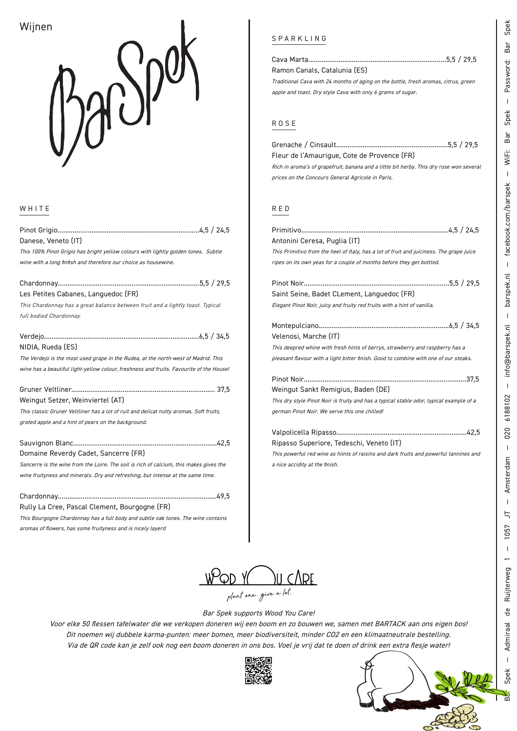# Wijnen

Bar Spek

## WHITE

Pinot Grigio..........................................................................4,5 / 24,5
Danese, Veneto (IT)
*This 100% Pinot Grigio has bright yellow colours with lightly golden tones. Subtle wine with a long finfish and therefore our choice as housewine.*

Chardonnay..........................................................................5,5 / 29,5
Les Petites Cabanes, Languedoc (FR)
*This Chardonnay has a great balance between fruit and a lightly toast. Typical full bodied Chardonnay.*

Verdejo.................................................................................6,5 / 34,5
NIDIA, Rueda (ES)
*The Verdejo is the most used grape in the Rudea, at the north-west of Madrid. This wine has a beautiful light-yellow colour, freshness and fruits. Favourite of the House!*

Gruner Veltliner........................................................................... 37,5
Weingut Setzer, Weinviertel (AT)
*This classic Gruner Veltliner has a lot of ruit and delicat nutty aromas. Soft fruits, grated apple and a hint of pears on the background.*

Sauvignon Blanc...........................................................................42,5
Domaine Reverdy Cadet, Sancerre (FR)
*Sancerre is the wine from the Loire. The soil is rich of calcium, this makes gives the wine fruityness and minerals. Dry and refreshing, but intense at the same time.*

Chardonnay...................................................................................49,5
Rully La Cree, Pascal Clement, Bourgogne (FR)
*This Bourgogne Chardonnay has a full body and subtle oak tones. The wine contains aromas of flowers, has some fruityness and is nicely layerd*

## SPARKLING

Cava Marta........................................................................5,5 / 29,5
Ramon Canals, Catalunia (ES)
*Traditional Cava with 24 months of aging on the bottle, fresh aromas, citrus, green apple and toast. Dry style Cava with only 6 grams of sugar.*

## ROSE

Grenache / Cinsault..........................................................5,5 / 29,5
Fleur de l'Amaurigue, Cote de Provence (FR)
*Rich in aroma's of grapefruit, banana and a little bit herby. This dry rose won several prices on the Concours General Agricole in Paris.*

## RED

Primitivo.............................................................................4,5 / 24,5
Antonini Ceresa, Puglia (IT)
*This Primitivo from the heel of Italy, has a lot of fruit and juiciness. The grape juice ripes on its own yeas for a couple of months before they get bottled.*

Pinot Noir............................................................................5,5 / 29,5
Saint Seine, Badet CLement, Languedoc (FR)
*Elegant Pinot Noir, juicy and fruity red fruits with a hint of vanilla.*

Montepulciano....................................................................6,5 / 34,5
Velenosi, Marche (IT)
*This deepred whine with fresh hints of berrys, strawberry and raspberry has a pleasant flavour with a light bitter finish. Good to combine with one of our steaks.*

Pinot Noir.....................................................................................37,5
Weingut Sankt Remigius, Baden (DE)
*This dry style Pinot Noir is fruity and has a typical stable odor, typical example of a german Pinot Noir. We serve this one chilled!*

Valpolicella Ripasso....................................................................42,5
Ripasso Superiore, Tedeschi, Veneto (IT)
*This powerful red wine as hiints of raisins and dark fruits and powerful tannines and a nice accidity at the finish.*

WOOD YOU CARE
plant one. give a lot.

*Bar Spek supports Wood You Care!*
*Voor elke 50 flessen tafelwater die we verkopen doneren wij een boom en zo bouwen we, samen met BARTACK aan ons eigen bos!*
*Dit noemen wij dubbele karma-punten: meer bomen, meer biodiversiteit, minder CO2 en een klimaatneutrale bestelling.*
*Via de QR code kan je zelf ook nog een boom doneren in ons bos. Voel je vrij dat te doen of drink een extra flesje water!*

Bar Spek — Admiraal de Ruijterweg 1 — 1057 JT — Amsterdam — 020 6188102 — info@barspek.nl — barspek.nl — facebook.com/barspek — WiFi: Bar Spek — Password: Bar Spek